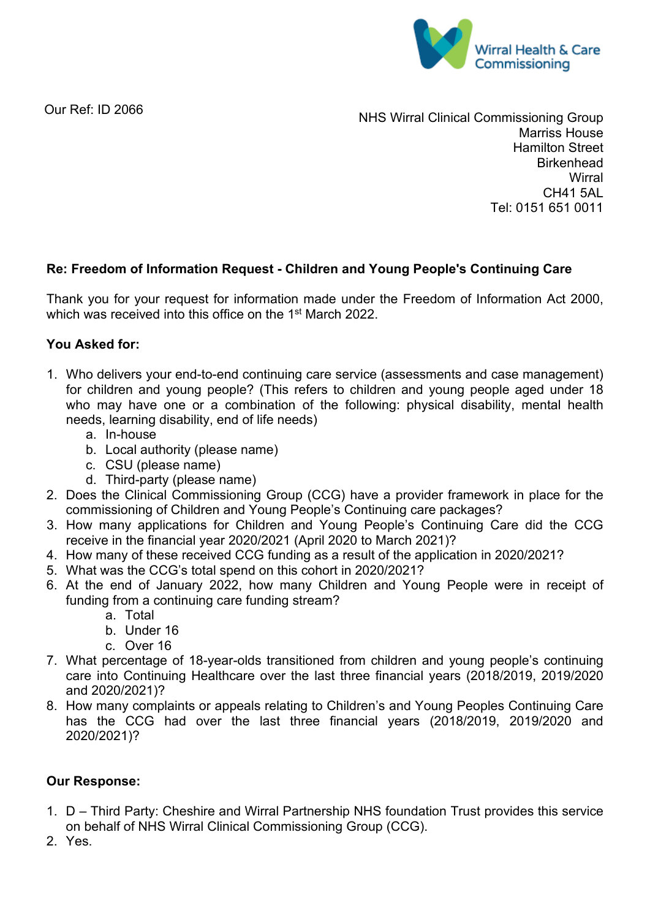Wirral Health & Care Commissioning

Our Ref: ID 2066

NHS Wirral Clinical Commissioning Group
Marriss House
Hamilton Street
Birkenhead
Wirral
CH41 5AL
Tel: 0151 651 0011

**Re: Freedom of Information Request - Children and Young People's Continuing Care**

Thank you for your request for information made under the Freedom of Information Act 2000, which was received into this office on the 1st March 2022.

**You Asked for:**

1. Who delivers your end-to-end continuing care service (assessments and case management) for children and young people? (This refers to children and young people aged under 18 who may have one or a combination of the following: physical disability, mental health needs, learning disability, end of life needs)
    a. In-house
    b. Local authority (please name)
    c. CSU (please name)
    d. Third-party (please name)
2. Does the Clinical Commissioning Group (CCG) have a provider framework in place for the commissioning of Children and Young People's Continuing care packages?
3. How many applications for Children and Young People's Continuing Care did the CCG receive in the financial year 2020/2021 (April 2020 to March 2021)?
4. How many of these received CCG funding as a result of the application in 2020/2021?
5. What was the CCG's total spend on this cohort in 2020/2021?
6. At the end of January 2022, how many Children and Young People were in receipt of funding from a continuing care funding stream?
    a. Total
    b. Under 16
    c. Over 16
7. What percentage of 18-year-olds transitioned from children and young people's continuing care into Continuing Healthcare over the last three financial years (2018/2019, 2019/2020 and 2020/2021)?
8. How many complaints or appeals relating to Children's and Young Peoples Continuing Care has the CCG had over the last three financial years (2018/2019, 2019/2020 and 2020/2021)?

**Our Response:**

1. D – Third Party: Cheshire and Wirral Partnership NHS foundation Trust provides this service on behalf of NHS Wirral Clinical Commissioning Group (CCG).
2. Yes.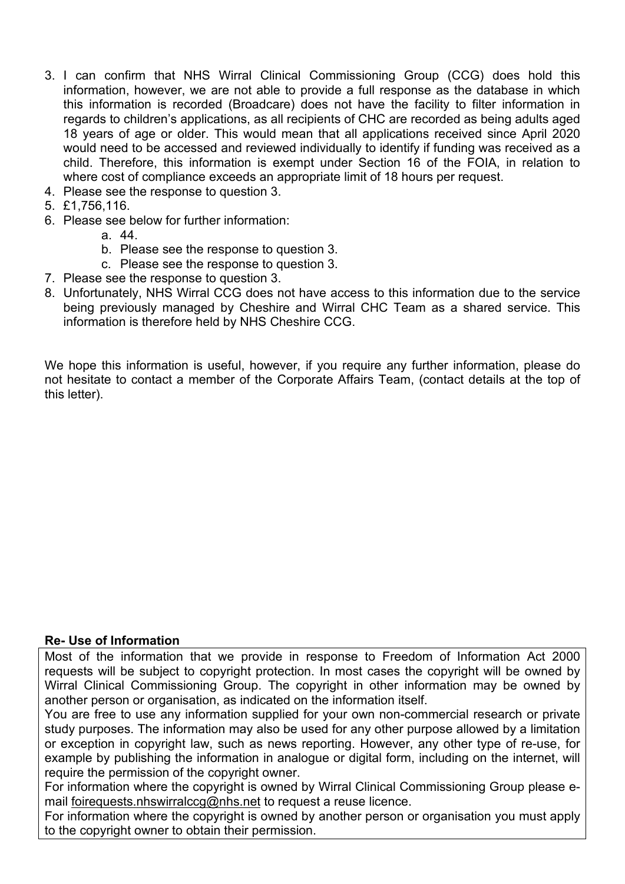3. I can confirm that NHS Wirral Clinical Commissioning Group (CCG) does hold this information, however, we are not able to provide a full response as the database in which this information is recorded (Broadcare) does not have the facility to filter information in regards to children's applications, as all recipients of CHC are recorded as being adults aged 18 years of age or older. This would mean that all applications received since April 2020 would need to be accessed and reviewed individually to identify if funding was received as a child. Therefore, this information is exempt under Section 16 of the FOIA, in relation to where cost of compliance exceeds an appropriate limit of 18 hours per request.
4. Please see the response to question 3.
5. £1,756,116.
6. Please see below for further information:
    a. 44.
    b. Please see the response to question 3.
    c. Please see the response to question 3.
7. Please see the response to question 3.
8. Unfortunately, NHS Wirral CCG does not have access to this information due to the service being previously managed by Cheshire and Wirral CHC Team as a shared service. This information is therefore held by NHS Cheshire CCG.

We hope this information is useful, however, if you require any further information, please do not hesitate to contact a member of the Corporate Affairs Team, (contact details at the top of this letter).

**Re- Use of Information**

Most of the information that we provide in response to Freedom of Information Act 2000 requests will be subject to copyright protection. In most cases the copyright will be owned by Wirral Clinical Commissioning Group. The copyright in other information may be owned by another person or organisation, as indicated on the information itself.

You are free to use any information supplied for your own non-commercial research or private study purposes. The information may also be used for any other purpose allowed by a limitation or exception in copyright law, such as news reporting. However, any other type of re-use, for example by publishing the information in analogue or digital form, including on the internet, will require the permission of the copyright owner.

For information where the copyright is owned by Wirral Clinical Commissioning Group please e-mail foirequests.nhswirralccg@nhs.net to request a reuse licence.

For information where the copyright is owned by another person or organisation you must apply to the copyright owner to obtain their permission.